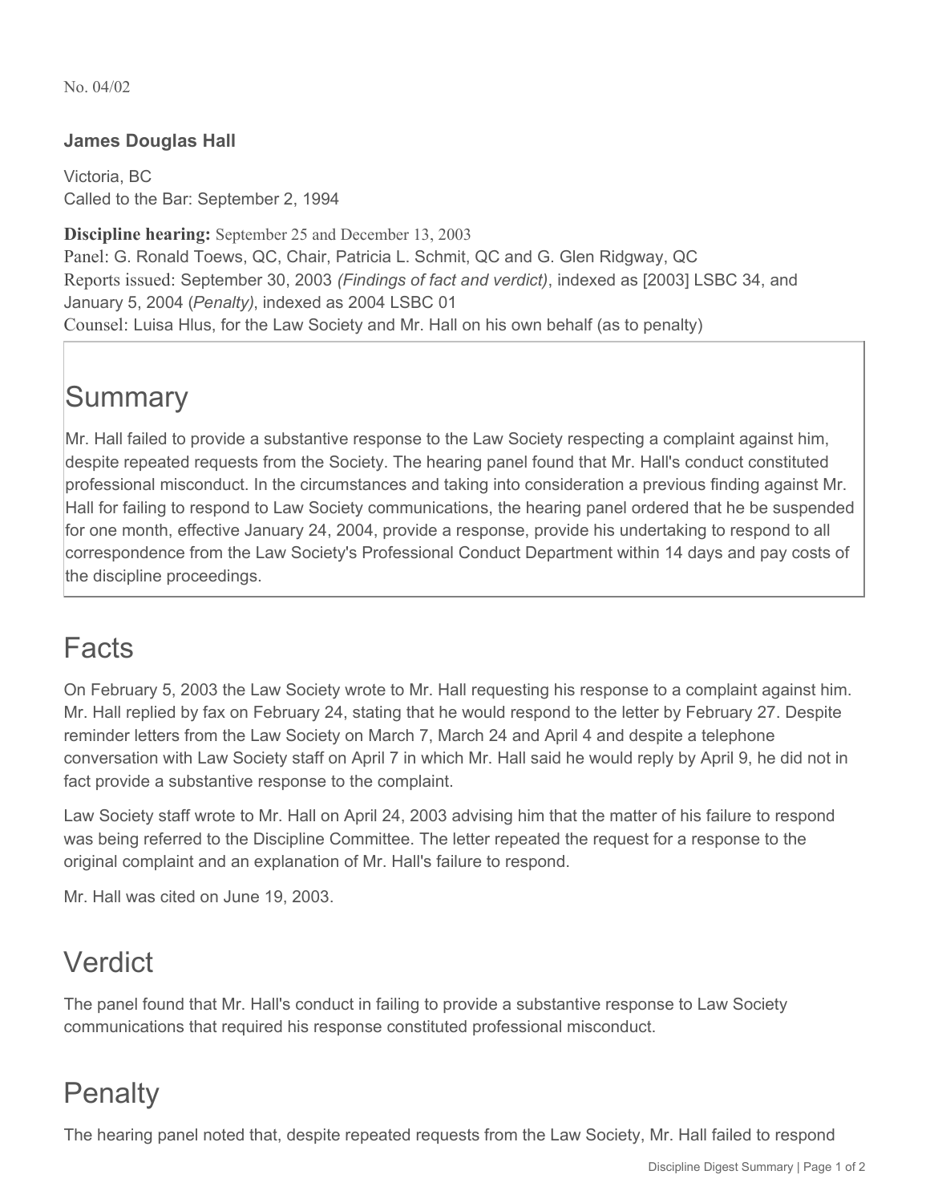No. 04/02

**James Douglas Hall**

Victoria, BC
Called to the Bar: September 2, 1994

**Discipline hearing:** September 25 and December 13, 2003
Panel: G. Ronald Toews, QC, Chair, Patricia L. Schmit, QC and G. Glen Ridgway, QC
Reports issued: September 30, 2003 *(Findings of fact and verdict)*, indexed as [2003] LSBC 34, and January 5, 2004 (*Penalty)*, indexed as 2004 LSBC 01
Counsel: Luisa Hlus, for the Law Society and Mr. Hall on his own behalf (as to penalty)

## Summary

Mr. Hall failed to provide a substantive response to the Law Society respecting a complaint against him, despite repeated requests from the Society. The hearing panel found that Mr. Hall's conduct constituted professional misconduct. In the circumstances and taking into consideration a previous finding against Mr. Hall for failing to respond to Law Society communications, the hearing panel ordered that he be suspended for one month, effective January 24, 2004, provide a response, provide his undertaking to respond to all correspondence from the Law Society's Professional Conduct Department within 14 days and pay costs of the discipline proceedings.

## Facts

On February 5, 2003 the Law Society wrote to Mr. Hall requesting his response to a complaint against him. Mr. Hall replied by fax on February 24, stating that he would respond to the letter by February 27. Despite reminder letters from the Law Society on March 7, March 24 and April 4 and despite a telephone conversation with Law Society staff on April 7 in which Mr. Hall said he would reply by April 9, he did not in fact provide a substantive response to the complaint.

Law Society staff wrote to Mr. Hall on April 24, 2003 advising him that the matter of his failure to respond was being referred to the Discipline Committee. The letter repeated the request for a response to the original complaint and an explanation of Mr. Hall's failure to respond.

Mr. Hall was cited on June 19, 2003.

## Verdict

The panel found that Mr. Hall's conduct in failing to provide a substantive response to Law Society communications that required his response constituted professional misconduct.

## Penalty

The hearing panel noted that, despite repeated requests from the Law Society, Mr. Hall failed to respond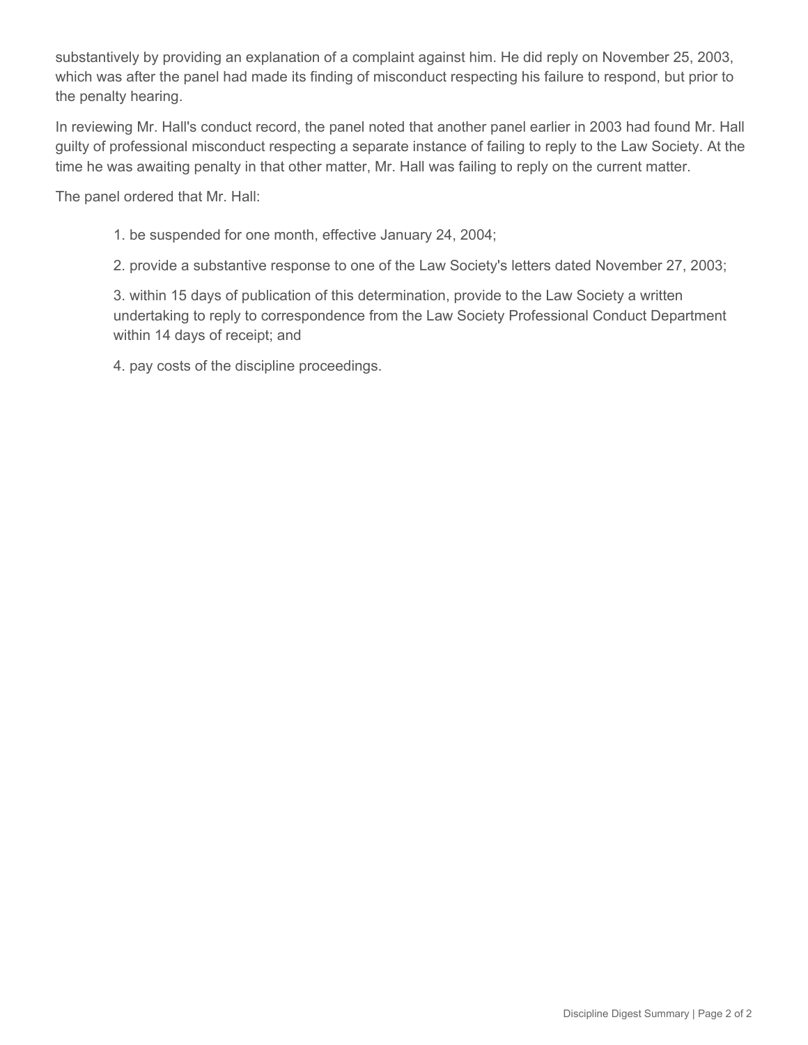substantively by providing an explanation of a complaint against him. He did reply on November 25, 2003, which was after the panel had made its finding of misconduct respecting his failure to respond, but prior to the penalty hearing.

In reviewing Mr. Hall's conduct record, the panel noted that another panel earlier in 2003 had found Mr. Hall guilty of professional misconduct respecting a separate instance of failing to reply to the Law Society. At the time he was awaiting penalty in that other matter, Mr. Hall was failing to reply on the current matter.

The panel ordered that Mr. Hall:

1. be suspended for one month, effective January 24, 2004;
2. provide a substantive response to one of the Law Society's letters dated November 27, 2003;
3. within 15 days of publication of this determination, provide to the Law Society a written undertaking to reply to correspondence from the Law Society Professional Conduct Department within 14 days of receipt; and
4. pay costs of the discipline proceedings.